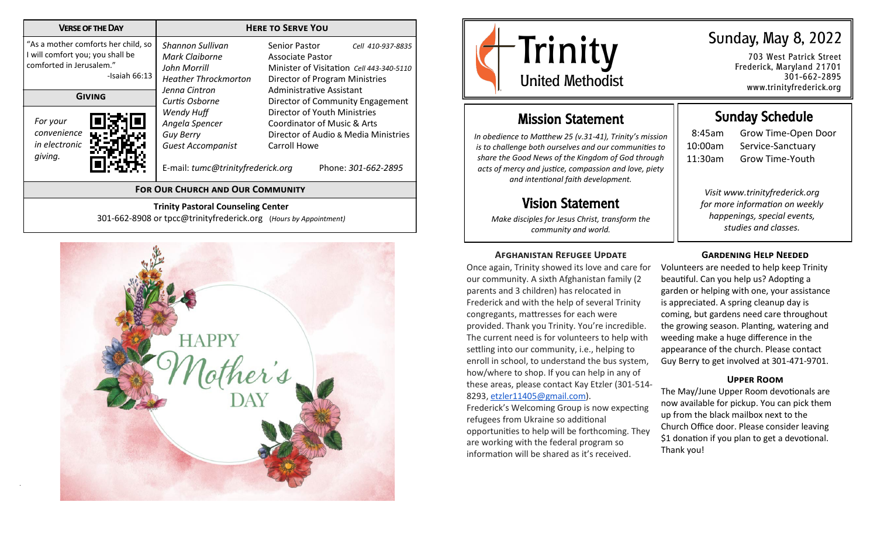## Verse of the Day

"As a mother comforts her child, so I will comfort you; you shall be comforted in Jerusalem."

-Isaiah 66:13

## Giving

*For your convenience in electronic giving.*

## Here to Serve You

| | | |
|---|---|---|
| *Shannon Sullivan* | Senior Pastor | *Cell 410-937-8835* |
| *Mark Claiborne* | Associate Pastor | |
| *John Morrill* | Minister of Visitation | *Cell 443-340-5110* |
| *Heather Throckmorton* | Director of Program Ministries | |
| *Jenna Cintron* | Administrative Assistant | |
| *Curtis Osborne* | Director of Community Engagement | |
| *Wendy Huff* | Director of Youth Ministries | |
| *Angela Spencer* | Coordinator of Music & Arts | |
| *Guy Berry* | Director of Audio & Media Ministries | |
| *Guest Accompanist* | Carroll Howe | |

E-mail: *tumc@trinityfrederick.org* Phone: *301-662-2895*

## For Our Church and Our Community

**Trinity Pastoral Counseling Center**

301-662-8908 or tpcc@trinityfrederick.org (*Hours by Appointment*)

HAPPY Mother's DAY

# Trinity United Methodist

## Sunday, May 8, 2022

703 West Patrick Street
Frederick, Maryland 21701
301-662-2895
www.trinityfrederick.org

## Mission Statement

*In obedience to Matthew 25 (v.31-41), Trinity's mission is to challenge both ourselves and our communities to share the Good News of the Kingdom of God through acts of mercy and justice, compassion and love, piety and intentional faith development.*

## Vision Statement

*Make disciples for Jesus Christ, transform the community and world.*

## Sunday Schedule

| | |
|---|---|
| 8:45am | Grow Time-Open Door |
| 10:00am | Service-Sanctuary |
| 11:30am | Grow Time-Youth |

*Visit www.trinityfrederick.org for more information on weekly happenings, special events, studies and classes.*

### Afghanistan Refugee Update

Once again, Trinity showed its love and care for our community. A sixth Afghanistan family (2 parents and 3 children) has relocated in Frederick and with the help of several Trinity congregants, mattresses for each were provided. Thank you Trinity. You're incredible. The current need is for volunteers to help with settling into our community, i.e., helping to enroll in school, to understand the bus system, how/where to shop. If you can help in any of these areas, please contact Kay Etzler (301-514-8293, etzler11405@gmail.com).

Frederick's Welcoming Group is now expecting refugees from Ukraine so additional opportunities to help will be forthcoming. They are working with the federal program so information will be shared as it's received.

### Gardening Help Needed

Volunteers are needed to help keep Trinity beautiful. Can you help us? Adopting a garden or helping with one, your assistance is appreciated. A spring cleanup day is coming, but gardens need care throughout the growing season. Planting, watering and weeding make a huge difference in the appearance of the church. Please contact Guy Berry to get involved at 301-471-9701.

### Upper Room

The May/June Upper Room devotionals are now available for pickup. You can pick them up from the black mailbox next to the Church Office door. Please consider leaving $1 donation if you plan to get a devotional. Thank you!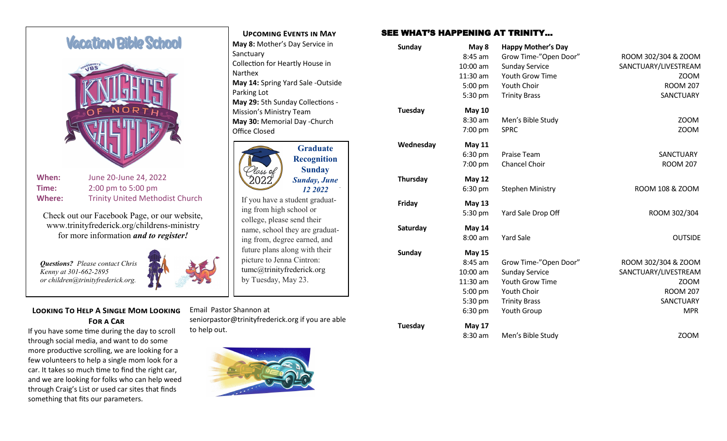## Vacation Bible School

**When:** June 20-June 24, 2022
**Time:** 2:00 pm to 5:00 pm
**Where:** Trinity United Methodist Church

Check out our Facebook Page, or our website, www.trinityfrederick.org/childrens-ministry for more information ***and to register!***

***Questions?*** *Please contact Chris Kenny at 301-662-2895 or children@trinityfrederick.org.*

## Upcoming Events in May

**May 8:** Mother's Day Service in Sanctuary
Collection for Heartly House in Narthex
**May 14:** Spring Yard Sale -Outside Parking Lot
**May 29:** 5th Sunday Collections - Mission's Ministry Team
**May 30:** Memorial Day -Church Office Closed

## Graduate Recognition Sunday

***Sunday, June 12 2022***

If you have a student graduating from high school or college, please send their name, school they are graduating from, degree earned, and future plans along with their picture to Jenna Cintron: tumc@trinityfrederick.org by Tuesday, May 23.

## Looking To Help A Single Mom Looking For A Car

If you have some time during the day to scroll through social media, and want to do some more productive scrolling, we are looking for a few volunteers to help a single mom look for a car. It takes so much time to find the right car, and we are looking for folks who can help weed through Craig's List or used car sites that finds something that fits our parameters.

Email Pastor Shannon at seniorpastor@trinityfrederick.org if you are able to help out.

## SEE WHAT'S HAPPENING AT TRINITY…

| | | | |
|---|---|---|---|
| **Sunday** | **May 8** | **Happy Mother's Day** | |
| | 8:45 am | Grow Time-"Open Door" | ROOM 302/304 & ZOOM |
| | 10:00 am | Sunday Service | SANCTUARY/LIVESTREAM |
| | 11:30 am | Youth Grow Time | ZOOM |
| | 5:00 pm | Youth Choir | ROOM 207 |
| | 5:30 pm | Trinity Brass | SANCTUARY |
| **Tuesday** | **May 10** | | |
| | 8:30 am | Men's Bible Study | ZOOM |
| | 7:00 pm | SPRC | ZOOM |
| **Wednesday** | **May 11** | | |
| | 6:30 pm | Praise Team | SANCTUARY |
| | 7:00 pm | Chancel Choir | ROOM 207 |
| **Thursday** | **May 12** | | |
| | 6:30 pm | Stephen Ministry | ROOM 108 & ZOOM |
| **Friday** | **May 13** | | |
| | 5:30 pm | Yard Sale Drop Off | ROOM 302/304 |
| **Saturday** | **May 14** | | |
| | 8:00 am | Yard Sale | OUTSIDE |
| **Sunday** | **May 15** | | |
| | 8:45 am | Grow Time-"Open Door" | ROOM 302/304 & ZOOM |
| | 10:00 am | Sunday Service | SANCTUARY/LIVESTREAM |
| | 11:30 am | Youth Grow Time | ZOOM |
| | 5:00 pm | Youth Choir | ROOM 207 |
| | 5:30 pm | Trinity Brass | SANCTUARY |
| | 6:30 pm | Youth Group | MPR |
| **Tuesday** | **May 17** | | |
| | 8:30 am | Men's Bible Study | ZOOM |